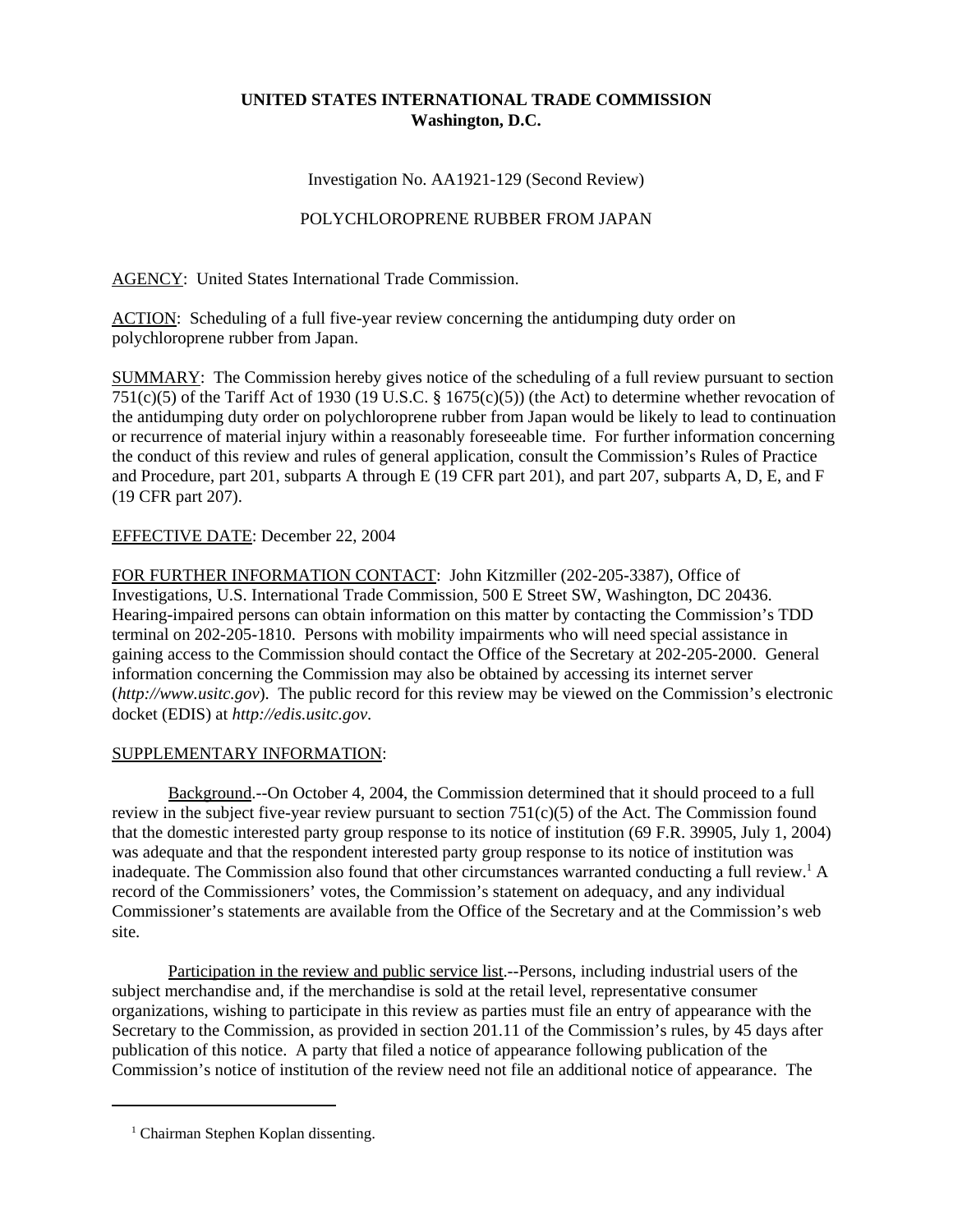**UNITED STATES INTERNATIONAL TRADE COMMISSION**
**Washington, D.C.**

Investigation No. AA1921-129 (Second Review)

POLYCHLOROPRENE RUBBER FROM JAPAN

AGENCY: United States International Trade Commission.

ACTION: Scheduling of a full five-year review concerning the antidumping duty order on polychloroprene rubber from Japan.

SUMMARY: The Commission hereby gives notice of the scheduling of a full review pursuant to section 751(c)(5) of the Tariff Act of 1930 (19 U.S.C. § 1675(c)(5)) (the Act) to determine whether revocation of the antidumping duty order on polychloroprene rubber from Japan would be likely to lead to continuation or recurrence of material injury within a reasonably foreseeable time. For further information concerning the conduct of this review and rules of general application, consult the Commission's Rules of Practice and Procedure, part 201, subparts A through E (19 CFR part 201), and part 207, subparts A, D, E, and F (19 CFR part 207).

EFFECTIVE DATE: December 22, 2004

FOR FURTHER INFORMATION CONTACT: John Kitzmiller (202-205-3387), Office of Investigations, U.S. International Trade Commission, 500 E Street SW, Washington, DC 20436. Hearing-impaired persons can obtain information on this matter by contacting the Commission's TDD terminal on 202-205-1810. Persons with mobility impairments who will need special assistance in gaining access to the Commission should contact the Office of the Secretary at 202-205-2000. General information concerning the Commission may also be obtained by accessing its internet server (*http://www.usitc.gov*). The public record for this review may be viewed on the Commission's electronic docket (EDIS) at *http://edis.usitc.gov*.

SUPPLEMENTARY INFORMATION:

Background.--On October 4, 2004, the Commission determined that it should proceed to a full review in the subject five-year review pursuant to section 751(c)(5) of the Act. The Commission found that the domestic interested party group response to its notice of institution (69 F.R. 39905, July 1, 2004) was adequate and that the respondent interested party group response to its notice of institution was inadequate. The Commission also found that other circumstances warranted conducting a full review.[1] A record of the Commissioners' votes, the Commission's statement on adequacy, and any individual Commissioner's statements are available from the Office of the Secretary and at the Commission's web site.

Participation in the review and public service list.--Persons, including industrial users of the subject merchandise and, if the merchandise is sold at the retail level, representative consumer organizations, wishing to participate in this review as parties must file an entry of appearance with the Secretary to the Commission, as provided in section 201.11 of the Commission's rules, by 45 days after publication of this notice. A party that filed a notice of appearance following publication of the Commission's notice of institution of the review need not file an additional notice of appearance. The

[1] Chairman Stephen Koplan dissenting.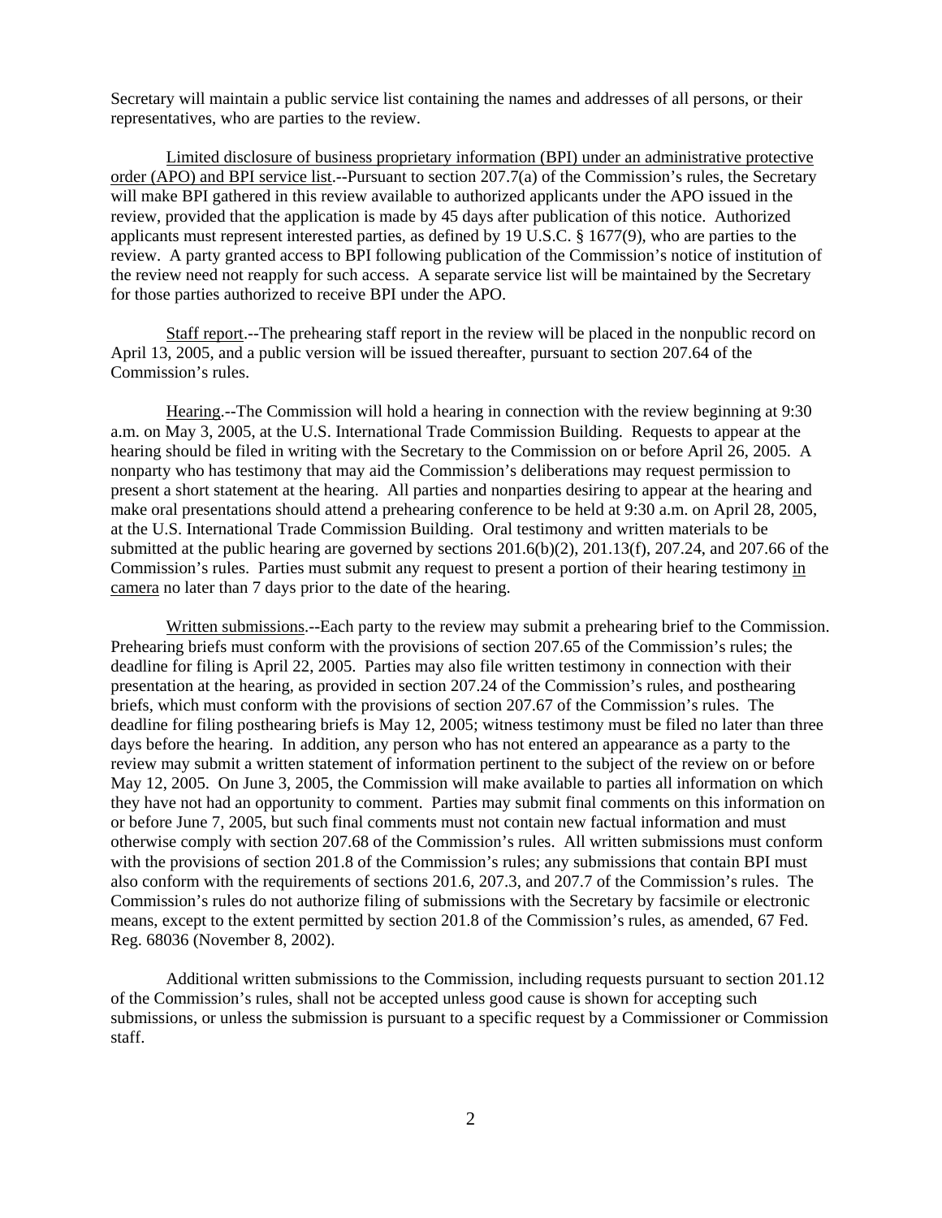Secretary will maintain a public service list containing the names and addresses of all persons, or their representatives, who are parties to the review.

Limited disclosure of business proprietary information (BPI) under an administrative protective order (APO) and BPI service list.--Pursuant to section 207.7(a) of the Commission's rules, the Secretary will make BPI gathered in this review available to authorized applicants under the APO issued in the review, provided that the application is made by 45 days after publication of this notice. Authorized applicants must represent interested parties, as defined by 19 U.S.C. § 1677(9), who are parties to the review. A party granted access to BPI following publication of the Commission's notice of institution of the review need not reapply for such access. A separate service list will be maintained by the Secretary for those parties authorized to receive BPI under the APO.

Staff report.--The prehearing staff report in the review will be placed in the nonpublic record on April 13, 2005, and a public version will be issued thereafter, pursuant to section 207.64 of the Commission's rules.

Hearing.--The Commission will hold a hearing in connection with the review beginning at 9:30 a.m. on May 3, 2005, at the U.S. International Trade Commission Building. Requests to appear at the hearing should be filed in writing with the Secretary to the Commission on or before April 26, 2005. A nonparty who has testimony that may aid the Commission's deliberations may request permission to present a short statement at the hearing. All parties and nonparties desiring to appear at the hearing and make oral presentations should attend a prehearing conference to be held at 9:30 a.m. on April 28, 2005, at the U.S. International Trade Commission Building. Oral testimony and written materials to be submitted at the public hearing are governed by sections 201.6(b)(2), 201.13(f), 207.24, and 207.66 of the Commission's rules. Parties must submit any request to present a portion of their hearing testimony in camera no later than 7 days prior to the date of the hearing.

Written submissions.--Each party to the review may submit a prehearing brief to the Commission. Prehearing briefs must conform with the provisions of section 207.65 of the Commission's rules; the deadline for filing is April 22, 2005. Parties may also file written testimony in connection with their presentation at the hearing, as provided in section 207.24 of the Commission's rules, and posthearing briefs, which must conform with the provisions of section 207.67 of the Commission's rules. The deadline for filing posthearing briefs is May 12, 2005; witness testimony must be filed no later than three days before the hearing. In addition, any person who has not entered an appearance as a party to the review may submit a written statement of information pertinent to the subject of the review on or before May 12, 2005. On June 3, 2005, the Commission will make available to parties all information on which they have not had an opportunity to comment. Parties may submit final comments on this information on or before June 7, 2005, but such final comments must not contain new factual information and must otherwise comply with section 207.68 of the Commission's rules. All written submissions must conform with the provisions of section 201.8 of the Commission's rules; any submissions that contain BPI must also conform with the requirements of sections 201.6, 207.3, and 207.7 of the Commission's rules. The Commission's rules do not authorize filing of submissions with the Secretary by facsimile or electronic means, except to the extent permitted by section 201.8 of the Commission's rules, as amended, 67 Fed. Reg. 68036 (November 8, 2002).

Additional written submissions to the Commission, including requests pursuant to section 201.12 of the Commission's rules, shall not be accepted unless good cause is shown for accepting such submissions, or unless the submission is pursuant to a specific request by a Commissioner or Commission staff.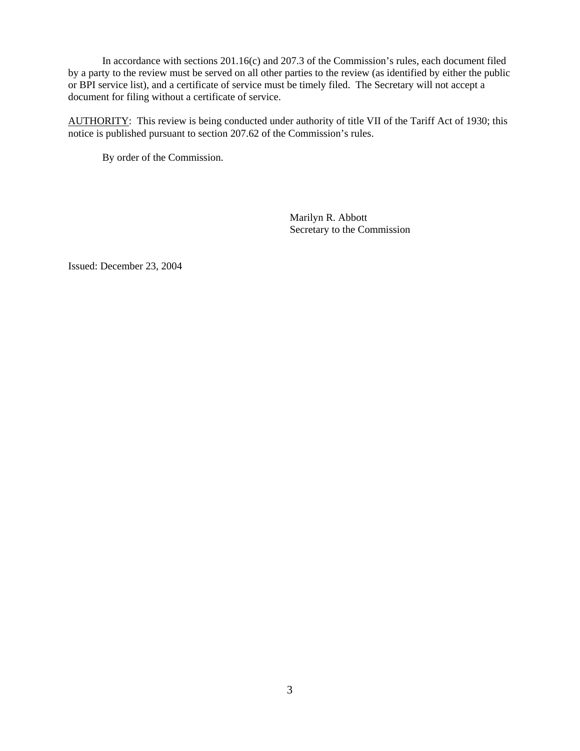In accordance with sections 201.16(c) and 207.3 of the Commission's rules, each document filed by a party to the review must be served on all other parties to the review (as identified by either the public or BPI service list), and a certificate of service must be timely filed. The Secretary will not accept a document for filing without a certificate of service.

<u>AUTHORITY</u>: This review is being conducted under authority of title VII of the Tariff Act of 1930; this notice is published pursuant to section 207.62 of the Commission's rules.

By order of the Commission.

Marilyn R. Abbott
Secretary to the Commission

Issued: December 23, 2004